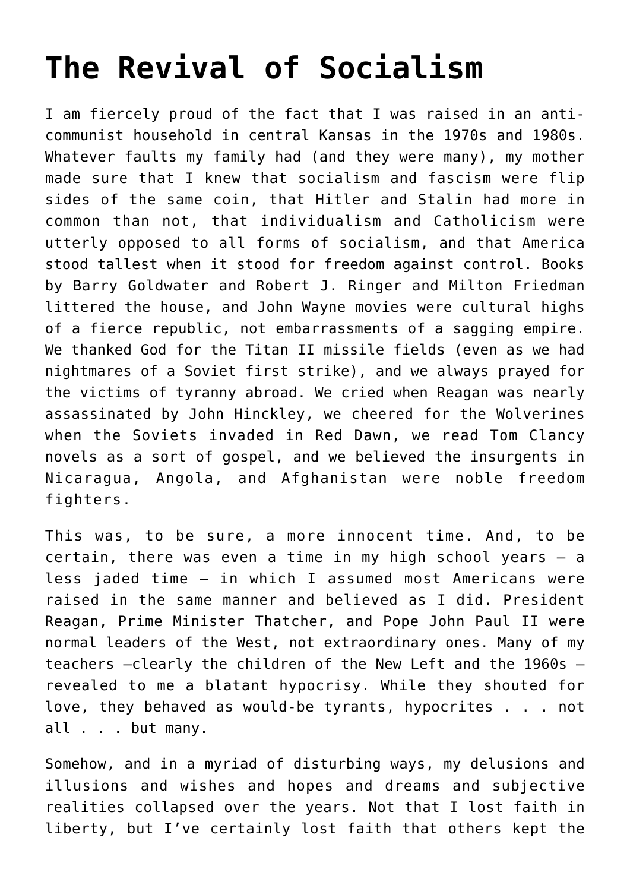# The Revival of Socialism

I am fiercely proud of the fact that I was raised in an anti-communist household in central Kansas in the 1970s and 1980s. Whatever faults my family had (and they were many), my mother made sure that I knew that socialism and fascism were flip sides of the same coin, that Hitler and Stalin had more in common than not, that individualism and Catholicism were utterly opposed to all forms of socialism, and that America stood tallest when it stood for freedom against control. Books by Barry Goldwater and Robert J. Ringer and Milton Friedman littered the house, and John Wayne movies were cultural highs of a fierce republic, not embarrassments of a sagging empire. We thanked God for the Titan II missile fields (even as we had nightmares of a Soviet first strike), and we always prayed for the victims of tyranny abroad. We cried when Reagan was nearly assassinated by John Hinckley, we cheered for the Wolverines when the Soviets invaded in Red Dawn, we read Tom Clancy novels as a sort of gospel, and we believed the insurgents in Nicaragua, Angola, and Afghanistan were noble freedom fighters.

This was, to be sure, a more innocent time. And, to be certain, there was even a time in my high school years – a less jaded time – in which I assumed most Americans were raised in the same manner and believed as I did. President Reagan, Prime Minister Thatcher, and Pope John Paul II were normal leaders of the West, not extraordinary ones. Many of my teachers –clearly the children of the New Left and the 1960s – revealed to me a blatant hypocrisy. While they shouted for love, they behaved as would-be tyrants, hypocrites . . . not all . . . but many.

Somehow, and in a myriad of disturbing ways, my delusions and illusions and wishes and hopes and dreams and subjective realities collapsed over the years. Not that I lost faith in liberty, but I've certainly lost faith that others kept the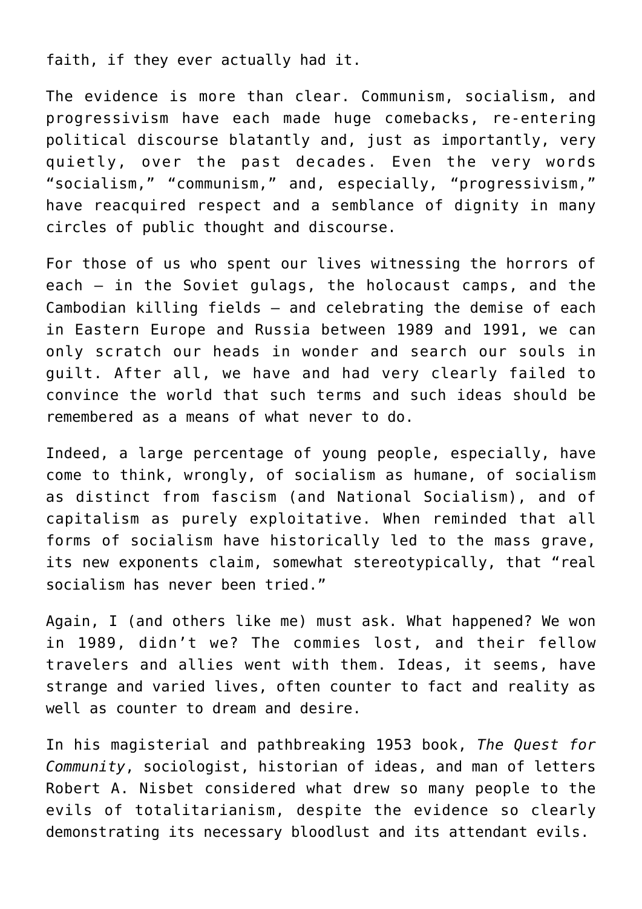faith, if they ever actually had it.

The evidence is more than clear. Communism, socialism, and progressivism have each made huge comebacks, re-entering political discourse blatantly and, just as importantly, very quietly, over the past decades. Even the very words "socialism," "communism," and, especially, "progressivism," have reacquired respect and a semblance of dignity in many circles of public thought and discourse.

For those of us who spent our lives witnessing the horrors of each — in the Soviet gulags, the holocaust camps, and the Cambodian killing fields — and celebrating the demise of each in Eastern Europe and Russia between 1989 and 1991, we can only scratch our heads in wonder and search our souls in guilt. After all, we have and had very clearly failed to convince the world that such terms and such ideas should be remembered as a means of what never to do.

Indeed, a large percentage of young people, especially, have come to think, wrongly, of socialism as humane, of socialism as distinct from fascism (and National Socialism), and of capitalism as purely exploitative. When reminded that all forms of socialism have historically led to the mass grave, its new exponents claim, somewhat stereotypically, that "real socialism has never been tried."

Again, I (and others like me) must ask. What happened? We won in 1989, didn't we? The commies lost, and their fellow travelers and allies went with them. Ideas, it seems, have strange and varied lives, often counter to fact and reality as well as counter to dream and desire.

In his magisterial and pathbreaking 1953 book, *The Quest for Community*, sociologist, historian of ideas, and man of letters Robert A. Nisbet considered what drew so many people to the evils of totalitarianism, despite the evidence so clearly demonstrating its necessary bloodlust and its attendant evils.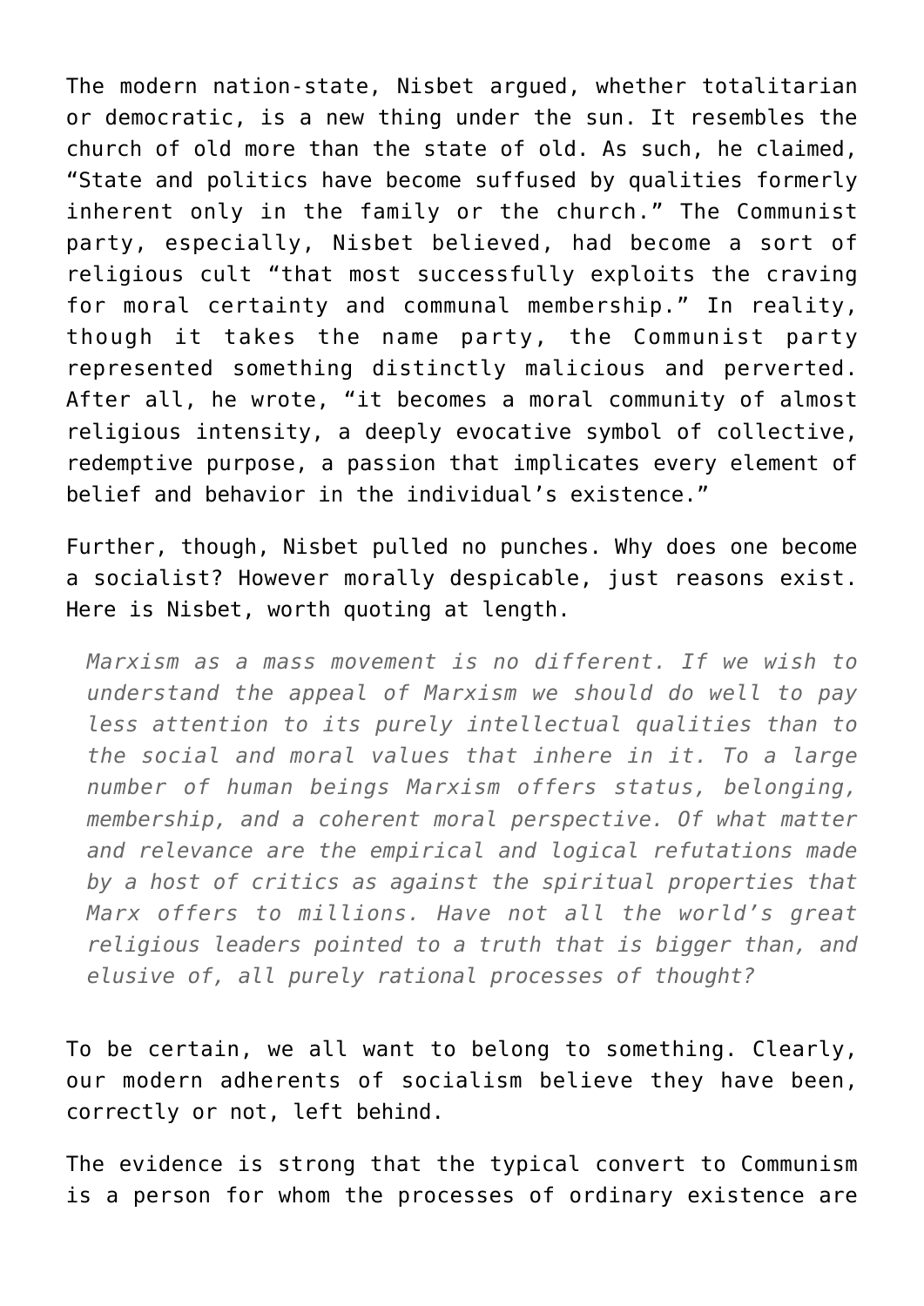The modern nation-state, Nisbet argued, whether totalitarian or democratic, is a new thing under the sun. It resembles the church of old more than the state of old. As such, he claimed, "State and politics have become suffused by qualities formerly inherent only in the family or the church." The Communist party, especially, Nisbet believed, had become a sort of religious cult "that most successfully exploits the craving for moral certainty and communal membership." In reality, though it takes the name party, the Communist party represented something distinctly malicious and perverted. After all, he wrote, "it becomes a moral community of almost religious intensity, a deeply evocative symbol of collective, redemptive purpose, a passion that implicates every element of belief and behavior in the individual's existence."

Further, though, Nisbet pulled no punches. Why does one become a socialist? However morally despicable, just reasons exist. Here is Nisbet, worth quoting at length.

> *Marxism as a mass movement is no different. If we wish to understand the appeal of Marxism we should do well to pay less attention to its purely intellectual qualities than to the social and moral values that inhere in it. To a large number of human beings Marxism offers status, belonging, membership, and a coherent moral perspective. Of what matter and relevance are the empirical and logical refutations made by a host of critics as against the spiritual properties that Marx offers to millions. Have not all the world's great religious leaders pointed to a truth that is bigger than, and elusive of, all purely rational processes of thought?*

To be certain, we all want to belong to something. Clearly, our modern adherents of socialism believe they have been, correctly or not, left behind.

The evidence is strong that the typical convert to Communism is a person for whom the processes of ordinary existence are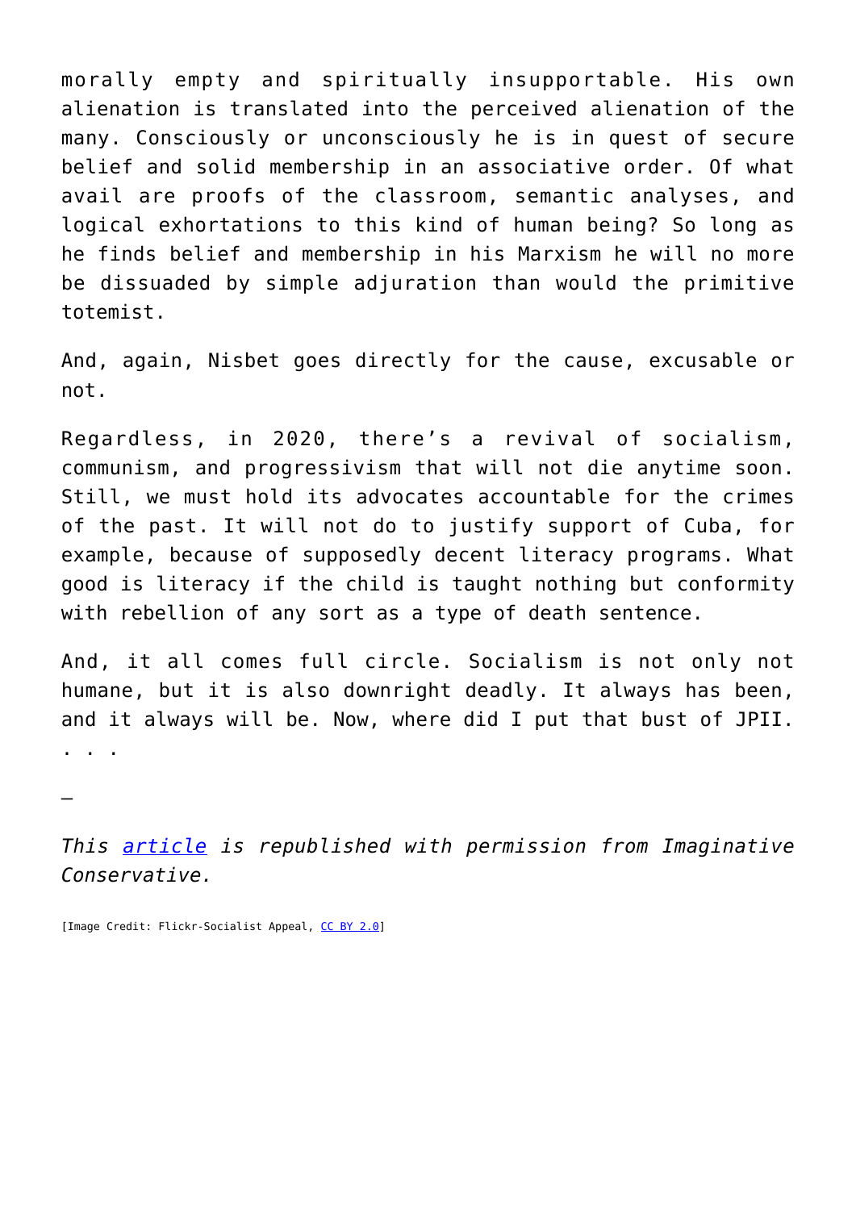morally empty and spiritually insupportable. His own alienation is translated into the perceived alienation of the many. Consciously or unconsciously he is in quest of secure belief and solid membership in an associative order. Of what avail are proofs of the classroom, semantic analyses, and logical exhortations to this kind of human being? So long as he finds belief and membership in his Marxism he will no more be dissuaded by simple adjuration than would the primitive totemist.

And, again, Nisbet goes directly for the cause, excusable or not.

Regardless, in 2020, there's a revival of socialism, communism, and progressivism that will not die anytime soon. Still, we must hold its advocates accountable for the crimes of the past. It will not do to justify support of Cuba, for example, because of supposedly decent literacy programs. What good is literacy if the child is taught nothing but conformity with rebellion of any sort as a type of death sentence.

And, it all comes full circle. Socialism is not only not humane, but it is also downright deadly. It always has been, and it always will be. Now, where did I put that bust of JPII. . . .

—

*This [article](#) is republished with permission from Imaginative Conservative.*

[Image Credit: Flickr-Socialist Appeal, [CC BY 2.0](#)]